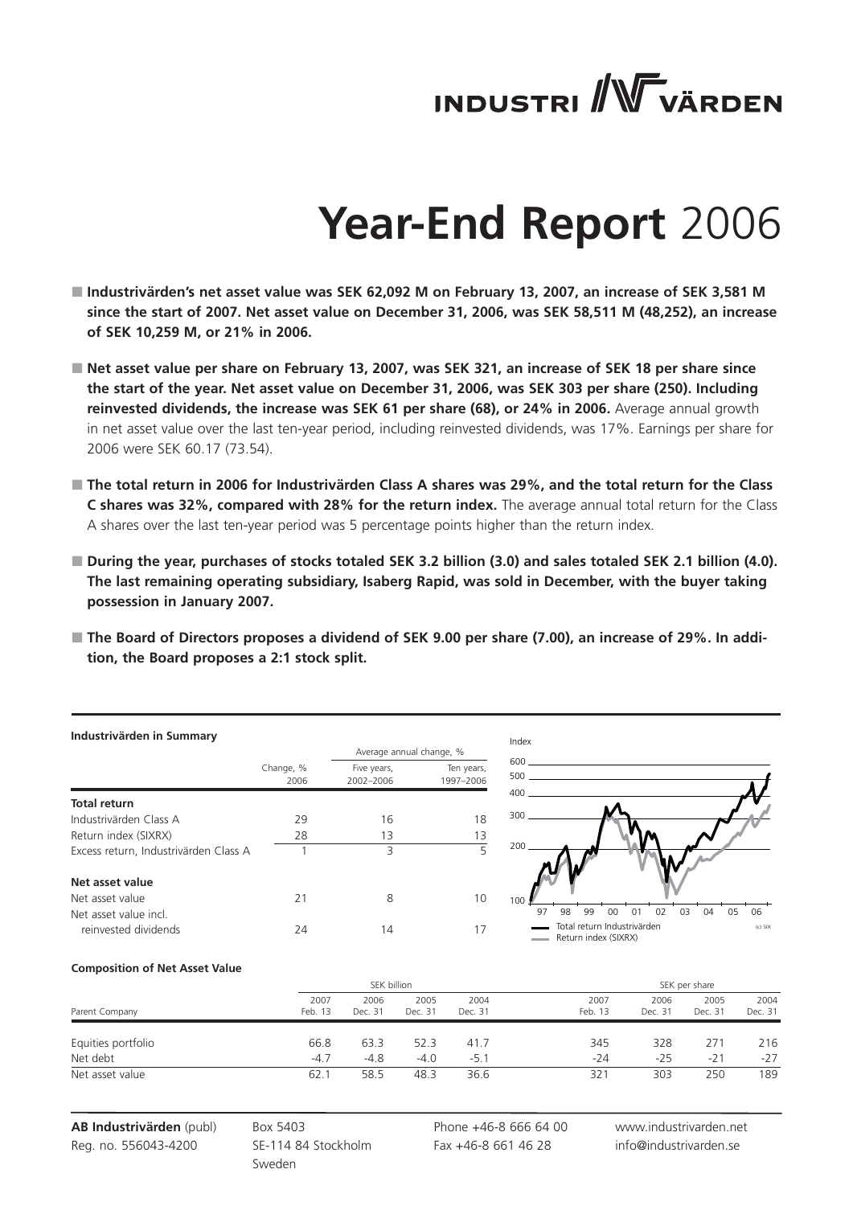INDUSTRI VÄRDEN

# Year-End Report 2006

- **Industrivärden's net asset value was SEK 62,092 M on February 13, 2007, an increase of SEK 3,581 M since the start of 2007. Net asset value on December 31, 2006, was SEK 58,511 M (48,252), an increase of SEK 10,259 M, or 21% in 2006.**
- **Net asset value per share on February 13, 2007, was SEK 321, an increase of SEK 18 per share since the start of the year. Net asset value on December 31, 2006, was SEK 303 per share (250). Including reinvested dividends, the increase was SEK 61 per share (68), or 24% in 2006.** Average annual growth in net asset value over the last ten-year period, including reinvested dividends, was 17%. Earnings per share for 2006 were SEK 60.17 (73.54).
- **The total return in 2006 for Industrivärden Class A shares was 29%, and the total return for the Class C shares was 32%, compared with 28% for the return index.** The average annual total return for the Class A shares over the last ten-year period was 5 percentage points higher than the return index.
- **During the year, purchases of stocks totaled SEK 3.2 billion (3.0) and sales totaled SEK 2.1 billion (4.0). The last remaining operating subsidiary, Isaberg Rapid, was sold in December, with the buyer taking possession in January 2007.**
- **The Board of Directors proposes a dividend of SEK 9.00 per share (7.00), an increase of 29%. In addition, the Board proposes a 2:1 stock split.**

**Industrivärden in Summary**

| | Change, % | Average annual change, % | |
|---|---|---|---|
| | 2006 | Five years, 2002–2006 | Ten years, 1997–2006 |
| **Total return** | | | |
| Industrivärden Class A | 29 | 16 | 18 |
| Return index (SIXRX) | 28 | 13 | 13 |
| Excess return, Industrivärden Class A | 1 | 3 | 5 |
| **Net asset value** | | | |
| Net asset value | 21 | 8 | 10 |
| Net asset value incl. reinvested dividends | 24 | 14 | 17 |

Total return Industrivärden
Return index (SIXRX)

**Composition of Net Asset Value**

| Parent Company | SEK billion 2007 Feb. 13 | 2006 Dec. 31 | 2005 Dec. 31 | 2004 Dec. 31 | SEK per share 2007 Feb. 13 | 2006 Dec. 31 | 2005 Dec. 31 | 2004 Dec. 31 |
|---|---|---|---|---|---|---|---|---|
| Equities portfolio | 66.8 | 63.3 | 52.3 | 41.7 | 345 | 328 | 271 | 216 |
| Net debt | -4.7 | -4.8 | -4.0 | -5.1 | -24 | -25 | -21 | -27 |
| Net asset value | 62.1 | 58.5 | 48.3 | 36.6 | 321 | 303 | 250 | 189 |

**AB Industrivärden** (publ)
Reg. no. 556043-4200

Box 5403
SE-114 84 Stockholm
Sweden

Phone +46-8 666 64 00
Fax +46-8 661 46 28

www.industrivarden.net
info@industrivarden.se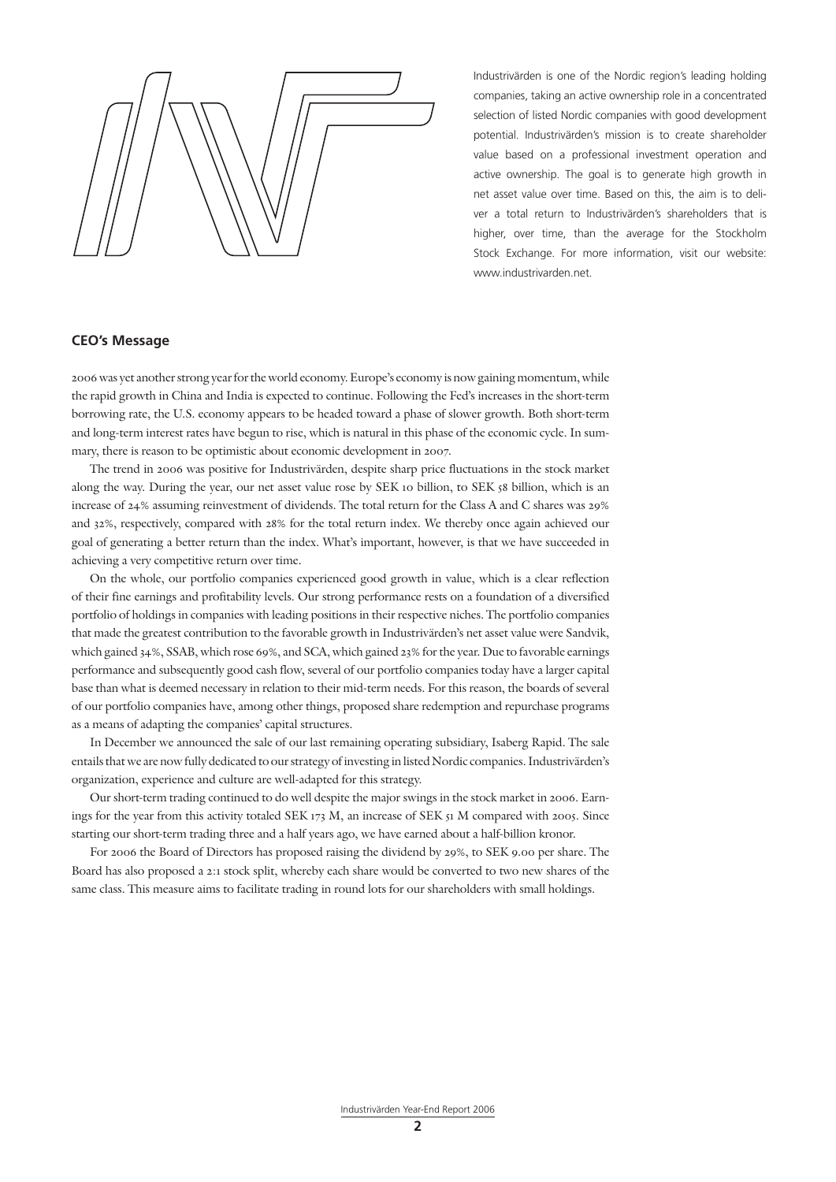Industrivärden is one of the Nordic region's leading holding companies, taking an active ownership role in a concentrated selection of listed Nordic companies with good development potential. Industrivärden's mission is to create shareholder value based on a professional investment operation and active ownership. The goal is to generate high growth in net asset value over time. Based on this, the aim is to deliver a total return to Industrivärden's shareholders that is higher, over time, than the average for the Stockholm Stock Exchange. For more information, visit our website: www.industrivarden.net.

## CEO's Message

2006 was yet another strong year for the world economy. Europe's economy is now gaining momentum, while the rapid growth in China and India is expected to continue. Following the Fed's increases in the short-term borrowing rate, the U.S. economy appears to be headed toward a phase of slower growth. Both short-term and long-term interest rates have begun to rise, which is natural in this phase of the economic cycle. In summary, there is reason to be optimistic about economic development in 2007.

The trend in 2006 was positive for Industrivärden, despite sharp price fluctuations in the stock market along the way. During the year, our net asset value rose by SEK 10 billion, to SEK 58 billion, which is an increase of 24% assuming reinvestment of dividends. The total return for the Class A and C shares was 29% and 32%, respectively, compared with 28% for the total return index. We thereby once again achieved our goal of generating a better return than the index. What's important, however, is that we have succeeded in achieving a very competitive return over time.

On the whole, our portfolio companies experienced good growth in value, which is a clear reflection of their fine earnings and profitability levels. Our strong performance rests on a foundation of a diversified portfolio of holdings in companies with leading positions in their respective niches. The portfolio companies that made the greatest contribution to the favorable growth in Industrivärden's net asset value were Sandvik, which gained 34%, SSAB, which rose 69%, and SCA, which gained 23% for the year. Due to favorable earnings performance and subsequently good cash flow, several of our portfolio companies today have a larger capital base than what is deemed necessary in relation to their mid-term needs. For this reason, the boards of several of our portfolio companies have, among other things, proposed share redemption and repurchase programs as a means of adapting the companies' capital structures.

In December we announced the sale of our last remaining operating subsidiary, Isaberg Rapid. The sale entails that we are now fully dedicated to our strategy of investing in listed Nordic companies. Industrivärden's organization, experience and culture are well-adapted for this strategy.

Our short-term trading continued to do well despite the major swings in the stock market in 2006. Earnings for the year from this activity totaled SEK 173 M, an increase of SEK 51 M compared with 2005. Since starting our short-term trading three and a half years ago, we have earned about a half-billion kronor.

For 2006 the Board of Directors has proposed raising the dividend by 29%, to SEK 9.00 per share. The Board has also proposed a 2:1 stock split, whereby each share would be converted to two new shares of the same class. This measure aims to facilitate trading in round lots for our shareholders with small holdings.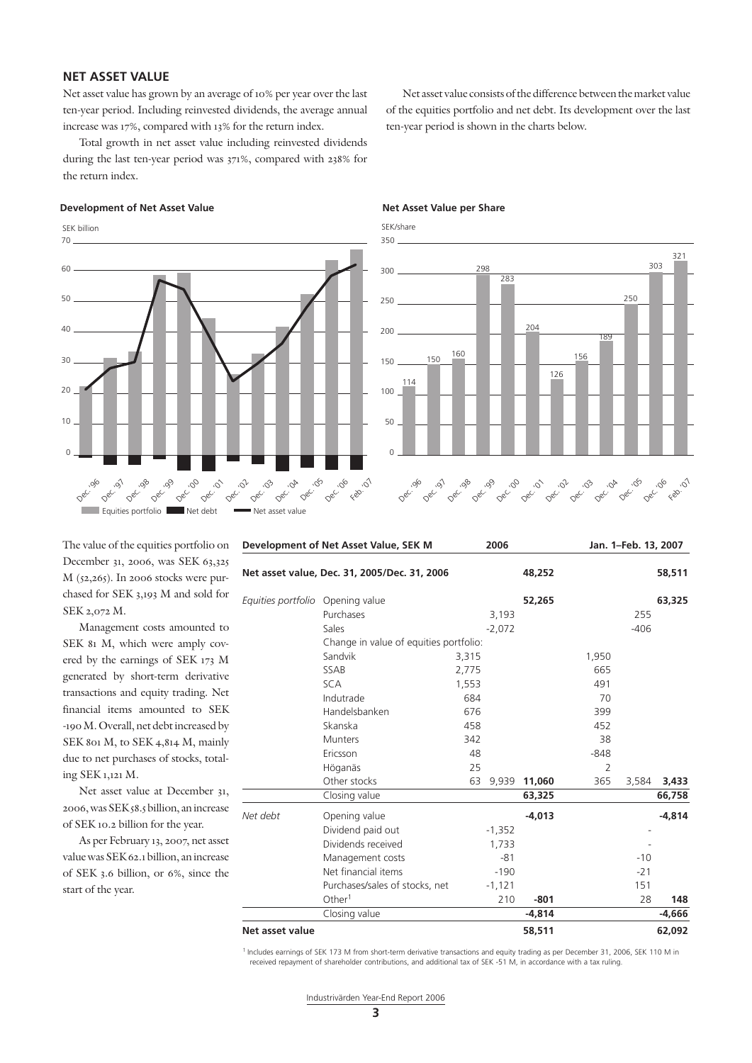## NET ASSET VALUE

Net asset value has grown by an average of 10% per year over the last ten-year period. Including reinvested dividends, the average annual increase was 17%, compared with 13% for the return index.

Total growth in net asset value including reinvested dividends during the last ten-year period was 371%, compared with 238% for the return index.

Net asset value consists of the difference between the market value of the equities portfolio and net debt. Its development over the last ten-year period is shown in the charts below.

**Development of Net Asset Value**

**Net Asset Value per Share**

The value of the equities portfolio on December 31, 2006, was SEK 63,325 M (52,265). In 2006 stocks were purchased for SEK 3,193 M and sold for SEK 2,072 M.

Management costs amounted to SEK 81 M, which were amply covered by the earnings of SEK 173 M generated by short-term derivative transactions and equity trading. Net financial items amounted to SEK -190 M. Overall, net debt increased by SEK 801 M, to SEK 4,814 M, mainly due to net purchases of stocks, totaling SEK 1,121 M.

Net asset value at December 31, 2006, was SEK 58.5 billion, an increase of SEK 10.2 billion for the year.

As per February 13, 2007, net asset value was SEK 62.1 billion, an increase of SEK 3.6 billion, or 6%, since the start of the year.

| **Development of Net Asset Value, SEK M** | | **2006** | | | **Jan. 1–Feb. 13, 2007** | | |
|---|---|---|---|---|---|---|---|
| **Net asset value, Dec. 31, 2005/Dec. 31, 2006** | | | | **48,252** | | | **58,511** |
| *Equities portfolio* | Opening value | | | **52,265** | | | **63,325** |
| | Purchases | | 3,193 | | | 255 | |
| | Sales | | -2,072 | | | -406 | |
| | Change in value of equities portfolio: | | | | | | |
| | Sandvik | 3,315 | | | 1,950 | | |
| | SSAB | 2,775 | | | 665 | | |
| | SCA | 1,553 | | | 491 | | |
| | Indutrade | 684 | | | 70 | | |
| | Handelsbanken | 676 | | | 399 | | |
| | Skanska | 458 | | | 452 | | |
| | Munters | 342 | | | 38 | | |
| | Ericsson | 48 | | | -848 | | |
| | Höganäs | 25 | | | 2 | | |
| | Other stocks | 63 | 9,939 | **11,060** | 365 | 3,584 | **3,433** |
| | Closing value | | | **63,325** | | | **66,758** |
| *Net debt* | Opening value | | | **-4,013** | | | **-4,814** |
| | Dividend paid out | | -1,352 | | | - | |
| | Dividends received | | 1,733 | | | - | |
| | Management costs | | -81 | | | -10 | |
| | Net financial items | | -190 | | | -21 | |
| | Purchases/sales of stocks, net | | -1,121 | | | 151 | |
| | Other[1] | | 210 | **-801** | | 28 | **148** |
| | Closing value | | | **-4,814** | | | **-4,666** |
| **Net asset value** | | | | **58,511** | | | **62,092** |

[1] Includes earnings of SEK 173 M from short-term derivative transactions and equity trading as per December 31, 2006, SEK 110 M in received repayment of shareholder contributions, and additional tax of SEK -51 M, in accordance with a tax ruling.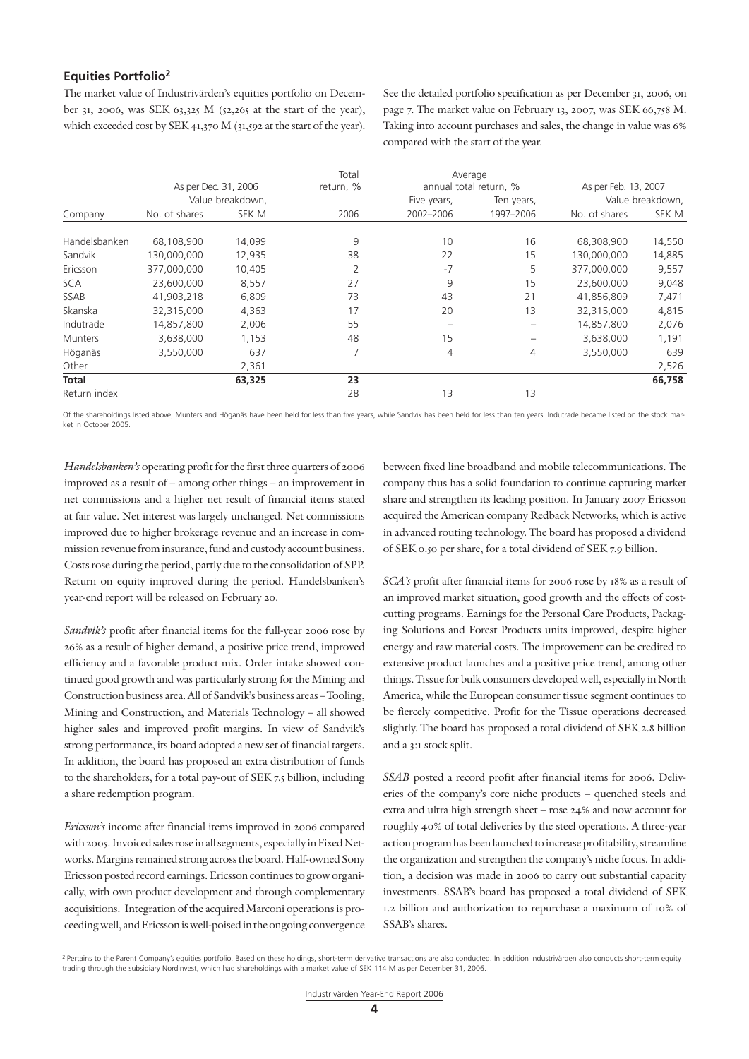## Equities Portfolio[2]

The market value of Industrivärden's equities portfolio on December 31, 2006, was SEK 63,325 M (52,265 at the start of the year), which exceeded cost by SEK 41,370 M (31,592 at the start of the year). See the detailed portfolio specification as per December 31, 2006, on page 7. The market value on February 13, 2007, was SEK 66,758 M. Taking into account purchases and sales, the change in value was 6% compared with the start of the year.

| Company | As per Dec. 31, 2006 | | Total return, % | Average annual total return, % | | As per Feb. 13, 2007 | |
|---|---|---|---|---|---|---|---|
| | No. of shares | Value breakdown, SEK M | 2006 | Five years, 2002–2006 | Ten years, 1997–2006 | No. of shares | Value breakdown, SEK M |
| Handelsbanken | 68,108,900 | 14,099 | 9 | 10 | 16 | 68,308,900 | 14,550 |
| Sandvik | 130,000,000 | 12,935 | 38 | 22 | 15 | 130,000,000 | 14,885 |
| Ericsson | 377,000,000 | 10,405 | 2 | -7 | 5 | 377,000,000 | 9,557 |
| SCA | 23,600,000 | 8,557 | 27 | 9 | 15 | 23,600,000 | 9,048 |
| SSAB | 41,903,218 | 6,809 | 73 | 43 | 21 | 41,856,809 | 7,471 |
| Skanska | 32,315,000 | 4,363 | 17 | 20 | 13 | 32,315,000 | 4,815 |
| Indutrade | 14,857,800 | 2,006 | 55 | – | – | 14,857,800 | 2,076 |
| Munters | 3,638,000 | 1,153 | 48 | 15 | – | 3,638,000 | 1,191 |
| Höganäs | 3,550,000 | 637 | 7 | 4 | 4 | 3,550,000 | 639 |
| Other | | 2,361 | | | | | 2,526 |
| **Total** | | **63,325** | **23** | | | | **66,758** |
| Return index | | | 28 | 13 | 13 | | |

Of the shareholdings listed above, Munters and Höganäs have been held for less than five years, while Sandvik has been held for less than ten years. Indutrade became listed on the stock market in October 2005.

*Handelsbanken's* operating profit for the first three quarters of 2006 improved as a result of – among other things – an improvement in net commissions and a higher net result of financial items stated at fair value. Net interest was largely unchanged. Net commissions improved due to higher brokerage revenue and an increase in commission revenue from insurance, fund and custody account business. Costs rose during the period, partly due to the consolidation of SPP. Return on equity improved during the period. Handelsbanken's year-end report will be released on February 20.

*Sandvik's* profit after financial items for the full-year 2006 rose by 26% as a result of higher demand, a positive price trend, improved efficiency and a favorable product mix. Order intake showed continued good growth and was particularly strong for the Mining and Construction business area. All of Sandvik's business areas – Tooling, Mining and Construction, and Materials Technology – all showed higher sales and improved profit margins. In view of Sandvik's strong performance, its board adopted a new set of financial targets. In addition, the board has proposed an extra distribution of funds to the shareholders, for a total pay-out of SEK 7.5 billion, including a share redemption program.

*Ericsson's* income after financial items improved in 2006 compared with 2005. Invoiced sales rose in all segments, especially in Fixed Networks. Margins remained strong across the board. Half-owned Sony Ericsson posted record earnings. Ericsson continues to grow organically, with own product development and through complementary acquisitions. Integration of the acquired Marconi operations is proceeding well, and Ericsson is well-poised in the ongoing convergence between fixed line broadband and mobile telecommunications. The company thus has a solid foundation to continue capturing market share and strengthen its leading position. In January 2007 Ericsson acquired the American company Redback Networks, which is active in advanced routing technology. The board has proposed a dividend of SEK 0.50 per share, for a total dividend of SEK 7.9 billion.

*SCA's* profit after financial items for 2006 rose by 18% as a result of an improved market situation, good growth and the effects of cost-cutting programs. Earnings for the Personal Care Products, Packaging Solutions and Forest Products units improved, despite higher energy and raw material costs. The improvement can be credited to extensive product launches and a positive price trend, among other things. Tissue for bulk consumers developed well, especially in North America, while the European consumer tissue segment continues to be fiercely competitive. Profit for the Tissue operations decreased slightly. The board has proposed a total dividend of SEK 2.8 billion and a 3:1 stock split.

*SSAB* posted a record profit after financial items for 2006. Deliveries of the company's core niche products – quenched steels and extra and ultra high strength sheet – rose 24% and now account for roughly 40% of total deliveries by the steel operations. A three-year action program has been launched to increase profitability, streamline the organization and strengthen the company's niche focus. In addition, a decision was made in 2006 to carry out substantial capacity investments. SSAB's board has proposed a total dividend of SEK 1.2 billion and authorization to repurchase a maximum of 10% of SSAB's shares.

[2] Pertains to the Parent Company's equities portfolio. Based on these holdings, short-term derivative transactions are also conducted. In addition Industrivärden also conducts short-term equity trading through the subsidiary Nordinvest, which had shareholdings with a market value of SEK 114 M as per December 31, 2006.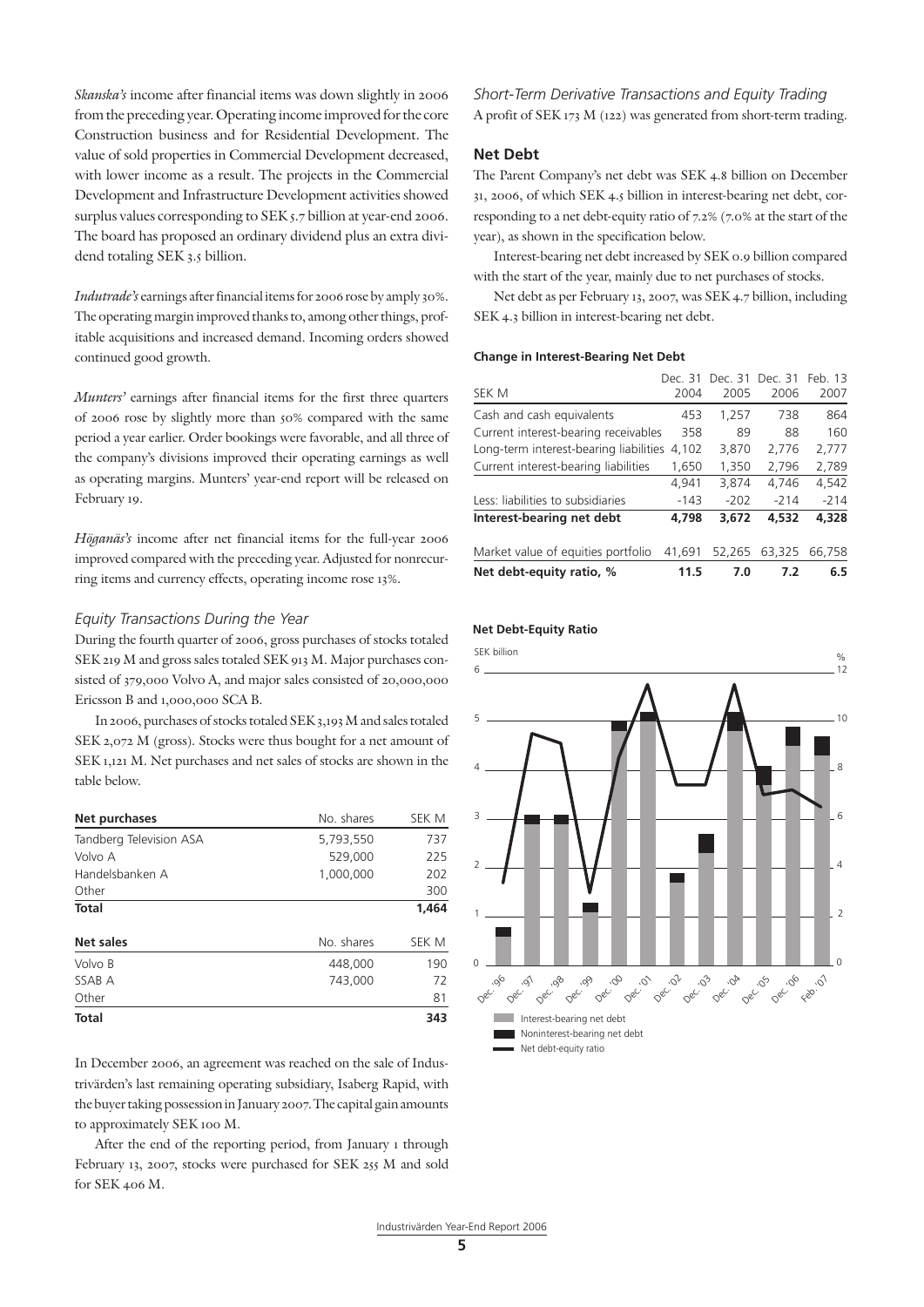*Skanska's* income after financial items was down slightly in 2006 from the preceding year. Operating income improved for the core Construction business and for Residential Development. The value of sold properties in Commercial Development decreased, with lower income as a result. The projects in the Commercial Development and Infrastructure Development activities showed surplus values corresponding to SEK 5.7 billion at year-end 2006. The board has proposed an ordinary dividend plus an extra dividend totaling SEK 3.5 billion.

*Indutrade's* earnings after financial items for 2006 rose by amply 30%. The operating margin improved thanks to, among other things, profitable acquisitions and increased demand. Incoming orders showed continued good growth.

*Munters'* earnings after financial items for the first three quarters of 2006 rose by slightly more than 50% compared with the same period a year earlier. Order bookings were favorable, and all three of the company's divisions improved their operating earnings as well as operating margins. Munters' year-end report will be released on February 19.

*Höganäs's* income after net financial items for the full-year 2006 improved compared with the preceding year. Adjusted for nonrecurring items and currency effects, operating income rose 13%.

### *Equity Transactions During the Year*

During the fourth quarter of 2006, gross purchases of stocks totaled SEK 219 M and gross sales totaled SEK 913 M. Major purchases consisted of 379,000 Volvo A, and major sales consisted of 20,000,000 Ericsson B and 1,000,000 SCA B.

In 2006, purchases of stocks totaled SEK 3,193 M and sales totaled SEK 2,072 M (gross). Stocks were thus bought for a net amount of SEK 1,121 M. Net purchases and net sales of stocks are shown in the table below.

| **Net purchases** | No. shares | SEK M |
|---|---|---|
| Tandberg Television ASA | 5,793,550 | 737 |
| Volvo A | 529,000 | 225 |
| Handelsbanken A | 1,000,000 | 202 |
| Other | | 300 |
| **Total** | | **1,464** |

| **Net sales** | No. shares | SEK M |
|---|---|---|
| Volvo B | 448,000 | 190 |
| SSAB A | 743,000 | 72 |
| Other | | 81 |
| **Total** | | **343** |

In December 2006, an agreement was reached on the sale of Industrivärden's last remaining operating subsidiary, Isaberg Rapid, with the buyer taking possession in January 2007. The capital gain amounts to approximately SEK 100 M.

After the end of the reporting period, from January 1 through February 13, 2007, stocks were purchased for SEK 255 M and sold for SEK 406 M.

### *Short-Term Derivative Transactions and Equity Trading*

A profit of SEK 173 M (122) was generated from short-term trading.

## Net Debt

The Parent Company's net debt was SEK 4.8 billion on December 31, 2006, of which SEK 4.5 billion in interest-bearing net debt, corresponding to a net debt-equity ratio of 7.2% (7.0% at the start of the year), as shown in the specification below.

Interest-bearing net debt increased by SEK 0.9 billion compared with the start of the year, mainly due to net purchases of stocks.

Net debt as per February 13, 2007, was SEK 4.7 billion, including SEK 4.3 billion in interest-bearing net debt.

**Change in Interest-Bearing Net Debt**

| SEK M | Dec. 31 2004 | Dec. 31 2005 | Dec. 31 2006 | Feb. 13 2007 |
|---|---|---|---|---|
| Cash and cash equivalents | 453 | 1,257 | 738 | 864 |
| Current interest-bearing receivables | 358 | 89 | 88 | 160 |
| Long-term interest-bearing liabilities | 4,102 | 3,870 | 2,776 | 2,777 |
| Current interest-bearing liabilities | 1,650 | 1,350 | 2,796 | 2,789 |
| | 4,941 | 3,874 | 4,746 | 4,542 |
| Less: liabilities to subsidiaries | -143 | -202 | -214 | -214 |
| **Interest-bearing net debt** | **4,798** | **3,672** | **4,532** | **4,328** |
| Market value of equities portfolio | 41,691 | 52,265 | 63,325 | 66,758 |
| **Net debt-equity ratio, %** | **11.5** | **7.0** | **7.2** | **6.5** |

**Net Debt-Equity Ratio**

Interest-bearing net debt
Noninterest-bearing net debt
Net debt-equity ratio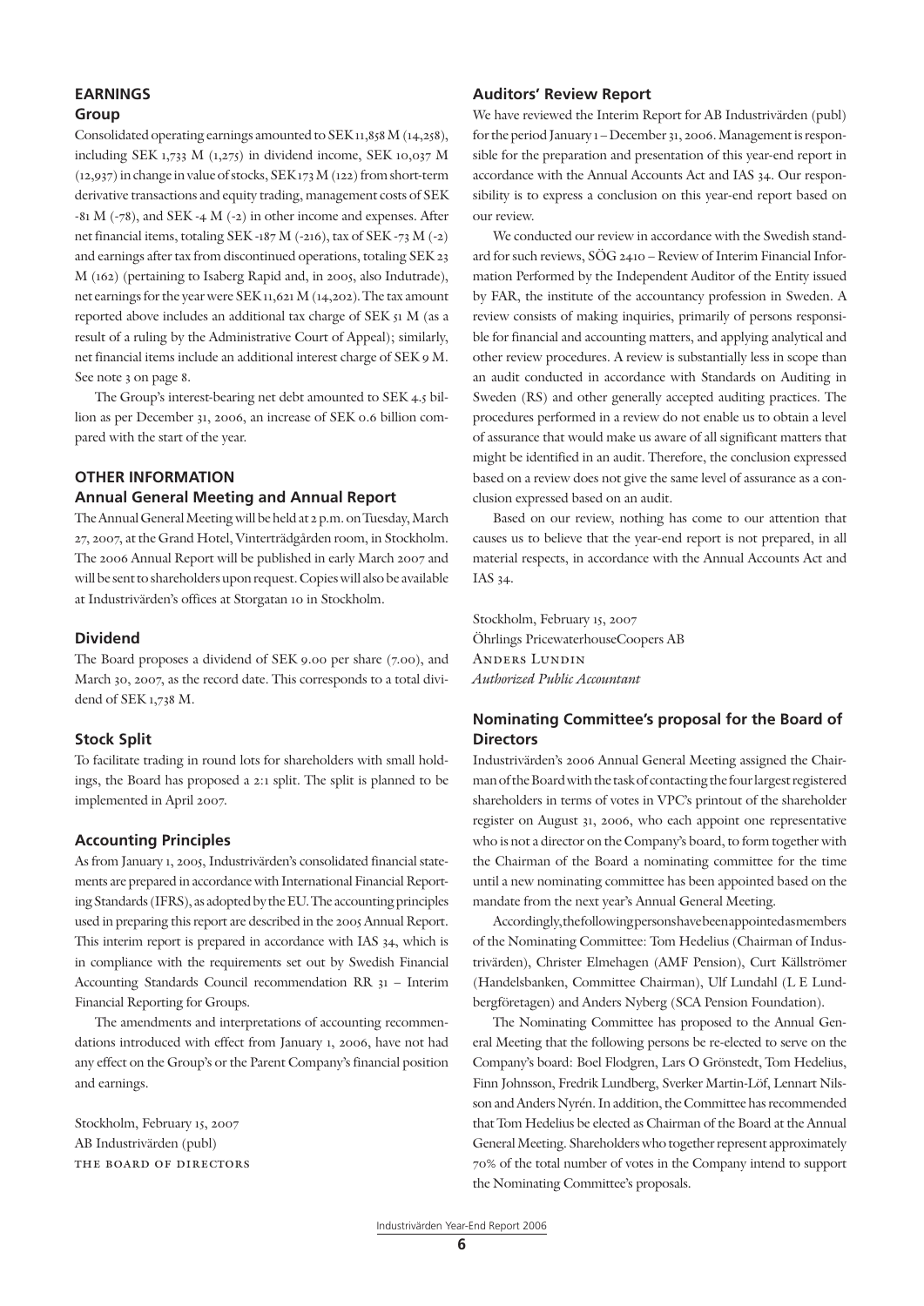## EARNINGS

### Group

Consolidated operating earnings amounted to SEK 11,858 M (14,258), including SEK 1,733 M (1,275) in dividend income, SEK 10,037 M (12,937) in change in value of stocks, SEK 173 M (122) from short-term derivative transactions and equity trading, management costs of SEK -81 M (-78), and SEK -4 M (-2) in other income and expenses. After net financial items, totaling SEK -187 M (-216), tax of SEK -73 M (-2) and earnings after tax from discontinued operations, totaling SEK 23 M (162) (pertaining to Isaberg Rapid and, in 2005, also Indutrade), net earnings for the year were SEK 11,621 M (14,202). The tax amount reported above includes an additional tax charge of SEK 51 M (as a result of a ruling by the Administrative Court of Appeal); similarly, net financial items include an additional interest charge of SEK 9 M. See note 3 on page 8.

The Group's interest-bearing net debt amounted to SEK 4.5 billion as per December 31, 2006, an increase of SEK 0.6 billion compared with the start of the year.

## OTHER INFORMATION

### Annual General Meeting and Annual Report

The Annual General Meeting will be held at 2 p.m. on Tuesday, March 27, 2007, at the Grand Hotel, Vinterträdgården room, in Stockholm. The 2006 Annual Report will be published in early March 2007 and will be sent to shareholders upon request. Copies will also be available at Industrivärden's offices at Storgatan 10 in Stockholm.

### Dividend

The Board proposes a dividend of SEK 9.00 per share (7.00), and March 30, 2007, as the record date. This corresponds to a total dividend of SEK 1,738 M.

### Stock Split

To facilitate trading in round lots for shareholders with small holdings, the Board has proposed a 2:1 split. The split is planned to be implemented in April 2007.

### Accounting Principles

As from January 1, 2005, Industrivärden's consolidated financial statements are prepared in accordance with International Financial Reporting Standards (IFRS), as adopted by the EU. The accounting principles used in preparing this report are described in the 2005 Annual Report. This interim report is prepared in accordance with IAS 34, which is in compliance with the requirements set out by Swedish Financial Accounting Standards Council recommendation RR 31 – Interim Financial Reporting for Groups.

The amendments and interpretations of accounting recommendations introduced with effect from January 1, 2006, have not had any effect on the Group's or the Parent Company's financial position and earnings.

Stockholm, February 15, 2007
AB Industrivärden (publ)
THE BOARD OF DIRECTORS

### Auditors' Review Report

We have reviewed the Interim Report for AB Industrivärden (publ) for the period January 1 – December 31, 2006. Management is responsible for the preparation and presentation of this year-end report in accordance with the Annual Accounts Act and IAS 34. Our responsibility is to express a conclusion on this year-end report based on our review.

We conducted our review in accordance with the Swedish standard for such reviews, SÖG 2410 – Review of Interim Financial Information Performed by the Independent Auditor of the Entity issued by FAR, the institute of the accountancy profession in Sweden. A review consists of making inquiries, primarily of persons responsible for financial and accounting matters, and applying analytical and other review procedures. A review is substantially less in scope than an audit conducted in accordance with Standards on Auditing in Sweden (RS) and other generally accepted auditing practices. The procedures performed in a review do not enable us to obtain a level of assurance that would make us aware of all significant matters that might be identified in an audit. Therefore, the conclusion expressed based on a review does not give the same level of assurance as a conclusion expressed based on an audit.

Based on our review, nothing has come to our attention that causes us to believe that the year-end report is not prepared, in all material respects, in accordance with the Annual Accounts Act and IAS 34.

Stockholm, February 15, 2007
Öhrlings PricewaterhouseCoopers AB
ANDERS LUNDIN
*Authorized Public Accountant*

### Nominating Committee's proposal for the Board of Directors

Industrivärden's 2006 Annual General Meeting assigned the Chairman of the Board with the task of contacting the four largest registered shareholders in terms of votes in VPC's printout of the shareholder register on August 31, 2006, who each appoint one representative who is not a director on the Company's board, to form together with the Chairman of the Board a nominating committee for the time until a new nominating committee has been appointed based on the mandate from the next year's Annual General Meeting.

Accordingly, the following persons have been appointed as members of the Nominating Committee: Tom Hedelius (Chairman of Industrivärden), Christer Elmehagen (AMF Pension), Curt Källströmer (Handelsbanken, Committee Chairman), Ulf Lundahl (L E Lundbergföretagen) and Anders Nyberg (SCA Pension Foundation).

The Nominating Committee has proposed to the Annual General Meeting that the following persons be re-elected to serve on the Company's board: Boel Flodgren, Lars O Grönstedt, Tom Hedelius, Finn Johnsson, Fredrik Lundberg, Sverker Martin-Löf, Lennart Nilsson and Anders Nyrén. In addition, the Committee has recommended that Tom Hedelius be elected as Chairman of the Board at the Annual General Meeting. Shareholders who together represent approximately 70% of the total number of votes in the Company intend to support the Nominating Committee's proposals.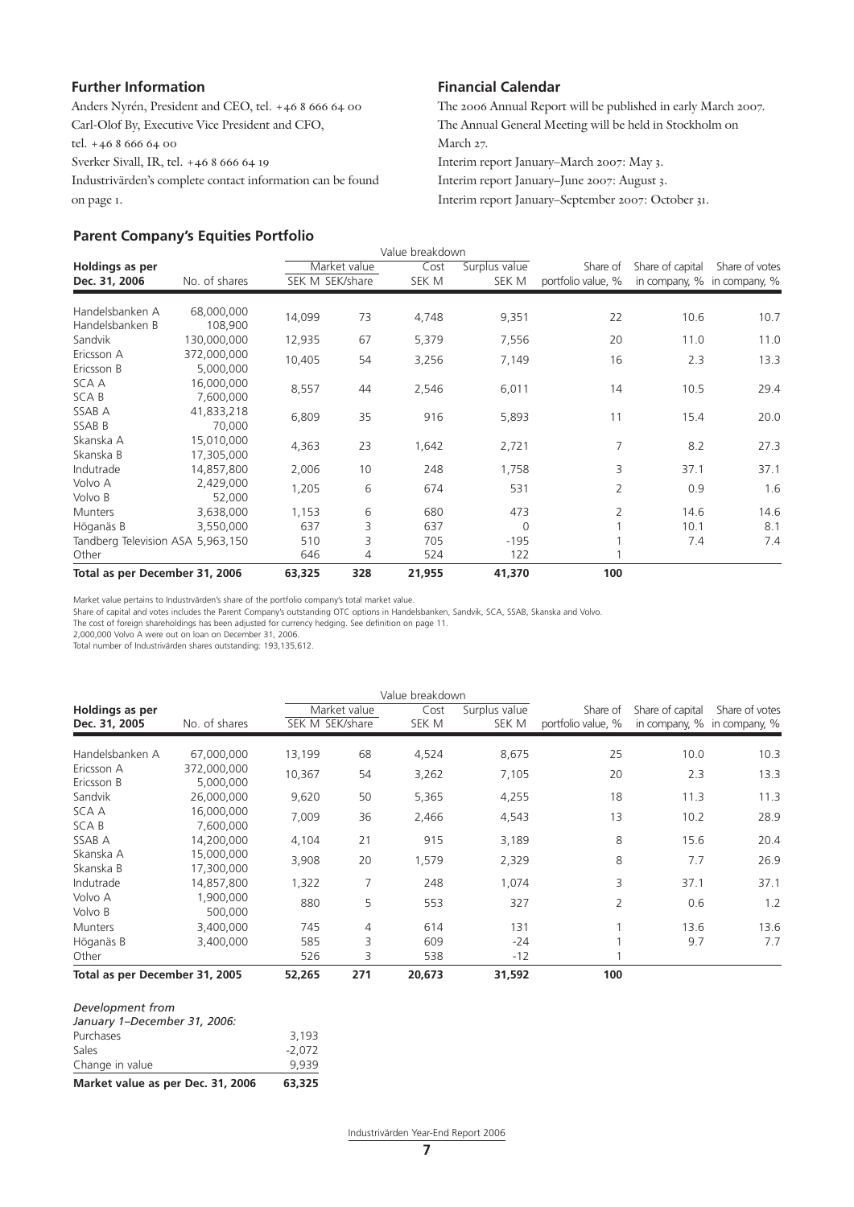## Further Information

Anders Nyrén, President and CEO, tel. +46 8 666 64 00
Carl-Olof By, Executive Vice President and CFO,
tel. +46 8 666 64 00
Sverker Sivall, IR, tel. +46 8 666 64 19
Industrivärden's complete contact information can be found on page 1.

## Financial Calendar

The 2006 Annual Report will be published in early March 2007.
The Annual General Meeting will be held in Stockholm on March 27.
Interim report January–March 2007: May 3.
Interim report January–June 2007: August 3.
Interim report January–September 2007: October 31.

## Parent Company's Equities Portfolio

| Holdings as per Dec. 31, 2006 | No. of shares | Value breakdown: Market value SEK M | SEK/share | Cost SEK M | Surplus value SEK M | Share of portfolio value, % | Share of capital in company, % | Share of votes in company, % |
|---|---|---|---|---|---|---|---|---|
| Handelsbanken A<br>Handelsbanken B | 68,000,000<br>108,900 | 14,099 | 73 | 4,748 | 9,351 | 22 | 10.6 | 10.7 |
| Sandvik | 130,000,000 | 12,935 | 67 | 5,379 | 7,556 | 20 | 11.0 | 11.0 |
| Ericsson A<br>Ericsson B | 372,000,000<br>5,000,000 | 10,405 | 54 | 3,256 | 7,149 | 16 | 2.3 | 13.3 |
| SCA A<br>SCA B | 16,000,000<br>7,600,000 | 8,557 | 44 | 2,546 | 6,011 | 14 | 10.5 | 29.4 |
| SSAB A<br>SSAB B | 41,833,218<br>70,000 | 6,809 | 35 | 916 | 5,893 | 11 | 15.4 | 20.0 |
| Skanska A<br>Skanska B | 15,010,000<br>17,305,000 | 4,363 | 23 | 1,642 | 2,721 | 7 | 8.2 | 27.3 |
| Indutrade | 14,857,800 | 2,006 | 10 | 248 | 1,758 | 3 | 37.1 | 37.1 |
| Volvo A<br>Volvo B | 2,429,000<br>52,000 | 1,205 | 6 | 674 | 531 | 2 | 0.9 | 1.6 |
| Munters | 3,638,000 | 1,153 | 6 | 680 | 473 | 2 | 14.6 | 14.6 |
| Höganäs B | 3,550,000 | 637 | 3 | 637 | 0 | 1 | 10.1 | 8.1 |
| Tandberg Television ASA | 5,963,150 | 510 | 3 | 705 | -195 | 1 | 7.4 | 7.4 |
| Other | | 646 | 4 | 524 | 122 | 1 | | |
| **Total as per December 31, 2006** | | **63,325** | **328** | **21,955** | **41,370** | **100** | | |

Market value pertains to Industrivärden's share of the portfolio company's total market value.
Share of capital and votes includes the Parent Company's outstanding OTC options in Handelsbanken, Sandvik, SCA, SSAB, Skanska and Volvo.
The cost of foreign shareholdings has been adjusted for currency hedging. See definition on page 11.
2,000,000 Volvo A were out on loan on December 31, 2006.
Total number of Industrivärden shares outstanding: 193,135,612.

| Holdings as per Dec. 31, 2005 | No. of shares | Value breakdown: Market value SEK M | SEK/share | Cost SEK M | Surplus value SEK M | Share of portfolio value, % | Share of capital in company, % | Share of votes in company, % |
|---|---|---|---|---|---|---|---|---|
| Handelsbanken A | 67,000,000 | 13,199 | 68 | 4,524 | 8,675 | 25 | 10.0 | 10.3 |
| Ericsson A<br>Ericsson B | 372,000,000<br>5,000,000 | 10,367 | 54 | 3,262 | 7,105 | 20 | 2.3 | 13.3 |
| Sandvik | 26,000,000 | 9,620 | 50 | 5,365 | 4,255 | 18 | 11.3 | 11.3 |
| SCA A<br>SCA B | 16,000,000<br>7,600,000 | 7,009 | 36 | 2,466 | 4,543 | 13 | 10.2 | 28.9 |
| SSAB A | 14,200,000 | 4,104 | 21 | 915 | 3,189 | 8 | 15.6 | 20.4 |
| Skanska A<br>Skanska B | 15,000,000<br>17,300,000 | 3,908 | 20 | 1,579 | 2,329 | 8 | 7.7 | 26.9 |
| Indutrade | 14,857,800 | 1,322 | 7 | 248 | 1,074 | 3 | 37.1 | 37.1 |
| Volvo A<br>Volvo B | 1,900,000<br>500,000 | 880 | 5 | 553 | 327 | 2 | 0.6 | 1.2 |
| Munters | 3,400,000 | 745 | 4 | 614 | 131 | 1 | 13.6 | 13.6 |
| Höganäs B | 3,400,000 | 585 | 3 | 609 | -24 | 1 | 9.7 | 7.7 |
| Other | | 526 | 3 | 538 | -12 | 1 | | |
| **Total as per December 31, 2005** | | **52,265** | **271** | **20,673** | **31,592** | **100** | | |

| *Development from January 1–December 31, 2006:* | |
|---|---|
| Purchases | 3,193 |
| Sales | -2,072 |
| Change in value | 9,939 |
| **Market value as per Dec. 31, 2006** | **63,325** |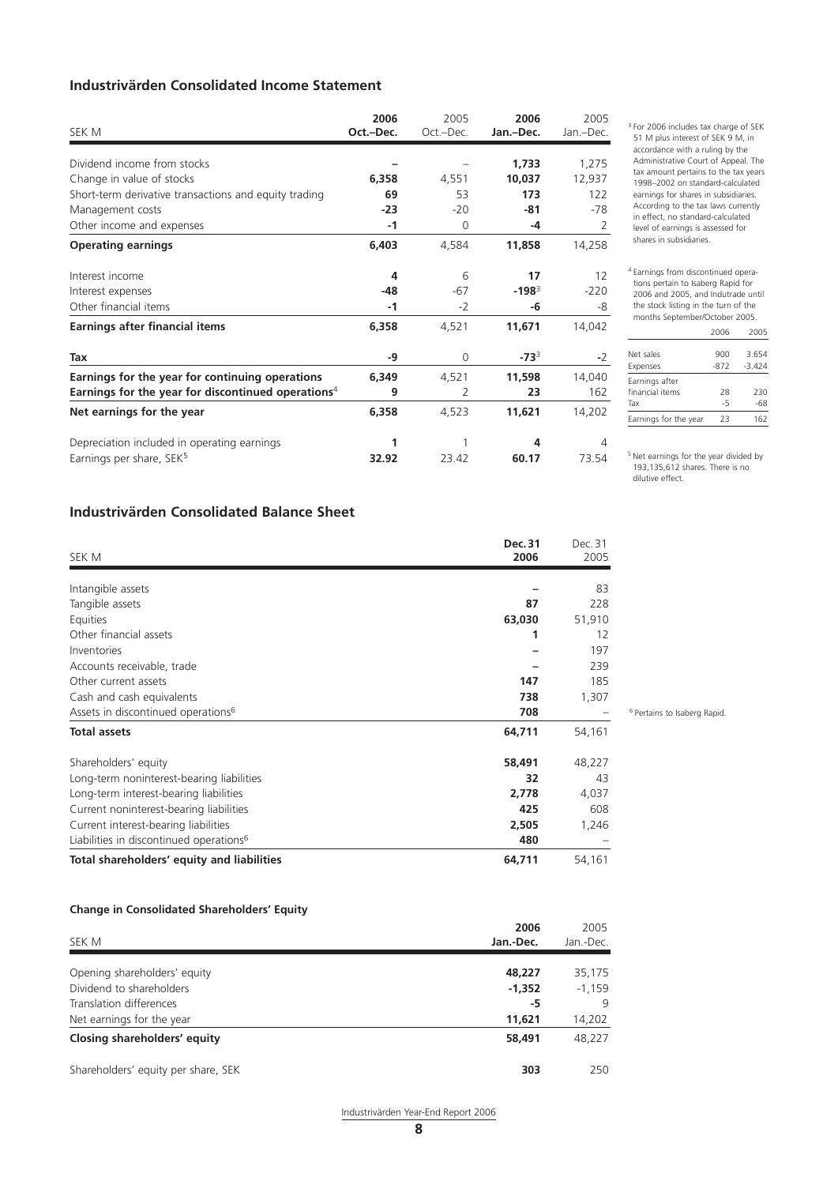## Industrivärden Consolidated Income Statement

| SEK M | 2006 Oct.–Dec. | 2005 Oct.–Dec. | 2006 Jan.–Dec. | 2005 Jan.–Dec. |
|---|---|---|---|---|
| Dividend income from stocks | – | – | **1,733** | 1,275 |
| Change in value of stocks | **6,358** | 4,551 | **10,037** | 12,937 |
| Short-term derivative transactions and equity trading | **69** | 53 | **173** | 122 |
| Management costs | **-23** | -20 | **-81** | -78 |
| Other income and expenses | **-1** | 0 | **-4** | 2 |
| **Operating earnings** | **6,403** | 4,584 | **11,858** | 14,258 |
| Interest income | **4** | 6 | **17** | 12 |
| Interest expenses | **-48** | -67 | **-198**[3] | -220 |
| Other financial items | **-1** | -2 | **-6** | -8 |
| **Earnings after financial items** | **6,358** | 4,521 | **11,671** | 14,042 |
| **Tax** | **-9** | 0 | **-73**[3] | -2 |
| **Earnings for the year for continuing operations** | **6,349** | 4,521 | **11,598** | 14,040 |
| **Earnings for the year for discontinued operations**[4] | **9** | 2 | **23** | 162 |
| **Net earnings for the year** | **6,358** | 4,523 | **11,621** | 14,202 |
| Depreciation included in operating earnings | **1** | 1 | **4** | 4 |
| Earnings per share, SEK[5] | **32.92** | 23.42 | **60.17** | 73.54 |

[3] For 2006 includes tax charge of SEK 51 M plus interest of SEK 9 M, in accordance with a ruling by the Administrative Court of Appeal. The tax amount pertains to the tax years 1998–2002 on standard-calculated earnings for shares in subsidiaries. According to the tax laws currently in effect, no standard-calculated level of earnings is assessed for shares in subsidiaries.

[4] Earnings from discontinued operations pertain to Isaberg Rapid for 2006 and 2005, and Indutrade until the stock listing in the turn of the months September/October 2005.

| | 2006 | 2005 |
|---|---|---|
| Net sales | 900 | 3.654 |
| Expenses | -872 | -3.424 |
| Earnings after financial items | 28 | 230 |
| Tax | -5 | -68 |
| Earnings for the year | 23 | 162 |

[5] Net earnings for the year divided by 193,135,612 shares. There is no dilutive effect.

## Industrivärden Consolidated Balance Sheet

| SEK M | Dec. 31 2006 | Dec. 31 2005 |
|---|---|---|
| Intangible assets | – | 83 |
| Tangible assets | **87** | 228 |
| Equities | **63,030** | 51,910 |
| Other financial assets | **1** | 12 |
| Inventories | – | 197 |
| Accounts receivable, trade | – | 239 |
| Other current assets | **147** | 185 |
| Cash and cash equivalents | **738** | 1,307 |
| Assets in discontinued operations[6] | **708** | – |
| **Total assets** | **64,711** | 54,161 |
| Shareholders' equity | **58,491** | 48,227 |
| Long-term noninterest-bearing liabilities | **32** | 43 |
| Long-term interest-bearing liabilities | **2,778** | 4,037 |
| Current noninterest-bearing liabilities | **425** | 608 |
| Current interest-bearing liabilities | **2,505** | 1,246 |
| Liabilities in discontinued operations[6] | **480** | – |
| **Total shareholders' equity and liabilities** | **64,711** | 54,161 |

[6] Pertains to Isaberg Rapid.

### Change in Consolidated Shareholders' Equity

| SEK M | 2006 Jan.-Dec. | 2005 Jan.-Dec. |
|---|---|---|
| Opening shareholders' equity | **48,227** | 35,175 |
| Dividend to shareholders | **-1,352** | -1,159 |
| Translation differences | **-5** | 9 |
| Net earnings for the year | **11,621** | 14,202 |
| **Closing shareholders' equity** | **58,491** | 48,227 |
| Shareholders' equity per share, SEK | **303** | 250 |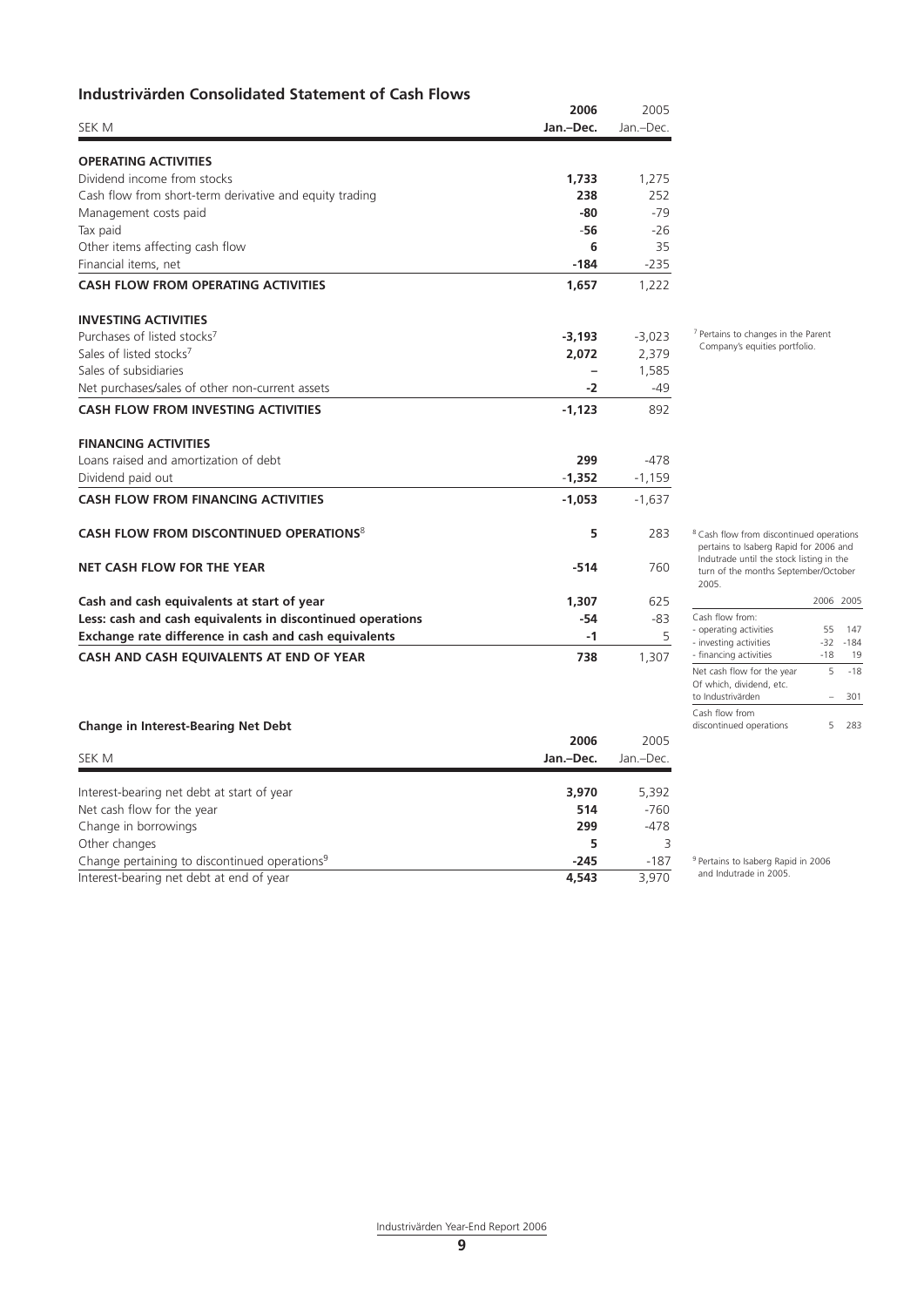## Industrivärden Consolidated Statement of Cash Flows

| SEK M | 2006 Jan.–Dec. | 2005 Jan.–Dec. |
|---|---|---|
| **OPERATING ACTIVITIES** | | |
| Dividend income from stocks | **1,733** | 1,275 |
| Cash flow from short-term derivative and equity trading | **238** | 252 |
| Management costs paid | **-80** | -79 |
| Tax paid | **-56** | -26 |
| Other items affecting cash flow | **6** | 35 |
| Financial items, net | **-184** | -235 |
| **CASH FLOW FROM OPERATING ACTIVITIES** | **1,657** | 1,222 |
| **INVESTING ACTIVITIES** | | |
| Purchases of listed stocks[7] | **-3,193** | -3,023 |
| Sales of listed stocks[7] | **2,072** | 2,379 |
| Sales of subsidiaries | **–** | 1,585 |
| Net purchases/sales of other non-current assets | **-2** | -49 |
| **CASH FLOW FROM INVESTING ACTIVITIES** | **-1,123** | 892 |
| **FINANCING ACTIVITIES** | | |
| Loans raised and amortization of debt | **299** | -478 |
| Dividend paid out | **-1,352** | -1,159 |
| **CASH FLOW FROM FINANCING ACTIVITIES** | **-1,053** | -1,637 |
| **CASH FLOW FROM DISCONTINUED OPERATIONS**[8] | **5** | 283 |
| **NET CASH FLOW FOR THE YEAR** | **-514** | 760 |
| **Cash and cash equivalents at start of year** | **1,307** | 625 |
| **Less: cash and cash equivalents in discontinued operations** | **-54** | -83 |
| **Exchange rate difference in cash and cash equivalents** | **-1** | 5 |
| **CASH AND CASH EQUIVALENTS AT END OF YEAR** | **738** | 1,307 |

[7] Pertains to changes in the Parent Company's equities portfolio.

[8] Cash flow from discontinued operations pertains to Isaberg Rapid for 2006 and Indutrade until the stock listing in the turn of the months September/October 2005.

| | 2006 | 2005 |
|---|---|---|
| Cash flow from: | | |
| - operating activities | 55 | 147 |
| - investing activities | -32 | -184 |
| - financing activities | -18 | 19 |
| Net cash flow for the year | 5 | -18 |
| Of which, dividend, etc. to Industrivärden | – | 301 |
| Cash flow from discontinued operations | 5 | 283 |

### Change in Interest-Bearing Net Debt

| SEK M | 2006 Jan.–Dec. | 2005 Jan.–Dec. |
|---|---|---|
| Interest-bearing net debt at start of year | **3,970** | 5,392 |
| Net cash flow for the year | **514** | -760 |
| Change in borrowings | **299** | -478 |
| Other changes | **5** | 3 |
| Change pertaining to discontinued operations[9] | **-245** | -187 |
| Interest-bearing net debt at end of year | **4,543** | 3,970 |

[9] Pertains to Isaberg Rapid in 2006 and Indutrade in 2005.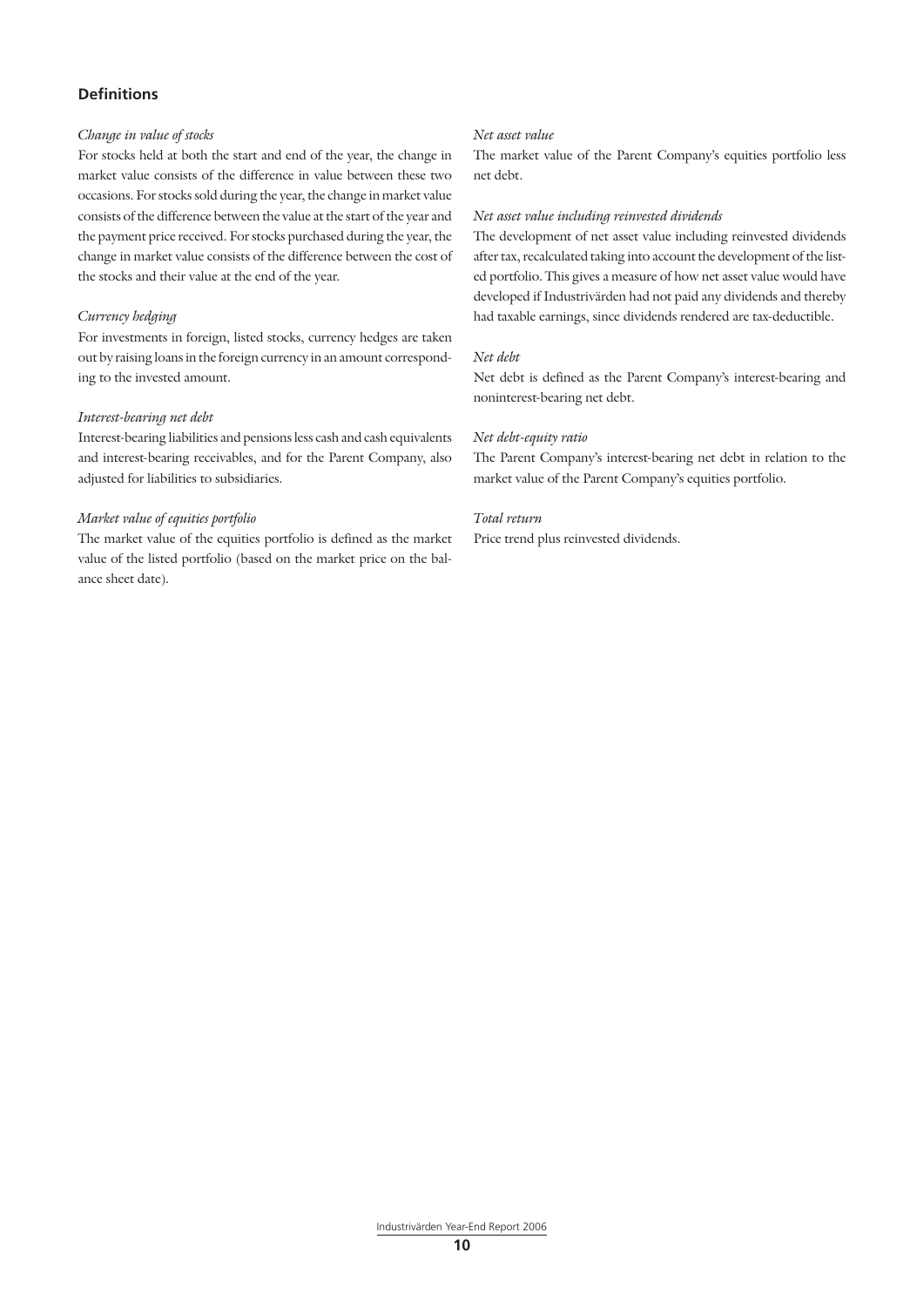## Definitions

*Change in value of stocks*

For stocks held at both the start and end of the year, the change in market value consists of the difference in value between these two occasions. For stocks sold during the year, the change in market value consists of the difference between the value at the start of the year and the payment price received. For stocks purchased during the year, the change in market value consists of the difference between the cost of the stocks and their value at the end of the year.

*Currency hedging*

For investments in foreign, listed stocks, currency hedges are taken out by raising loans in the foreign currency in an amount corresponding to the invested amount.

*Interest-bearing net debt*

Interest-bearing liabilities and pensions less cash and cash equivalents and interest-bearing receivables, and for the Parent Company, also adjusted for liabilities to subsidiaries.

*Market value of equities portfolio*

The market value of the equities portfolio is defined as the market value of the listed portfolio (based on the market price on the balance sheet date).

*Net asset value*

The market value of the Parent Company's equities portfolio less net debt.

*Net asset value including reinvested dividends*

The development of net asset value including reinvested dividends after tax, recalculated taking into account the development of the listed portfolio. This gives a measure of how net asset value would have developed if Industrivärden had not paid any dividends and thereby had taxable earnings, since dividends rendered are tax-deductible.

*Net debt*

Net debt is defined as the Parent Company's interest-bearing and noninterest-bearing net debt.

*Net debt-equity ratio*

The Parent Company's interest-bearing net debt in relation to the market value of the Parent Company's equities portfolio.

*Total return*

Price trend plus reinvested dividends.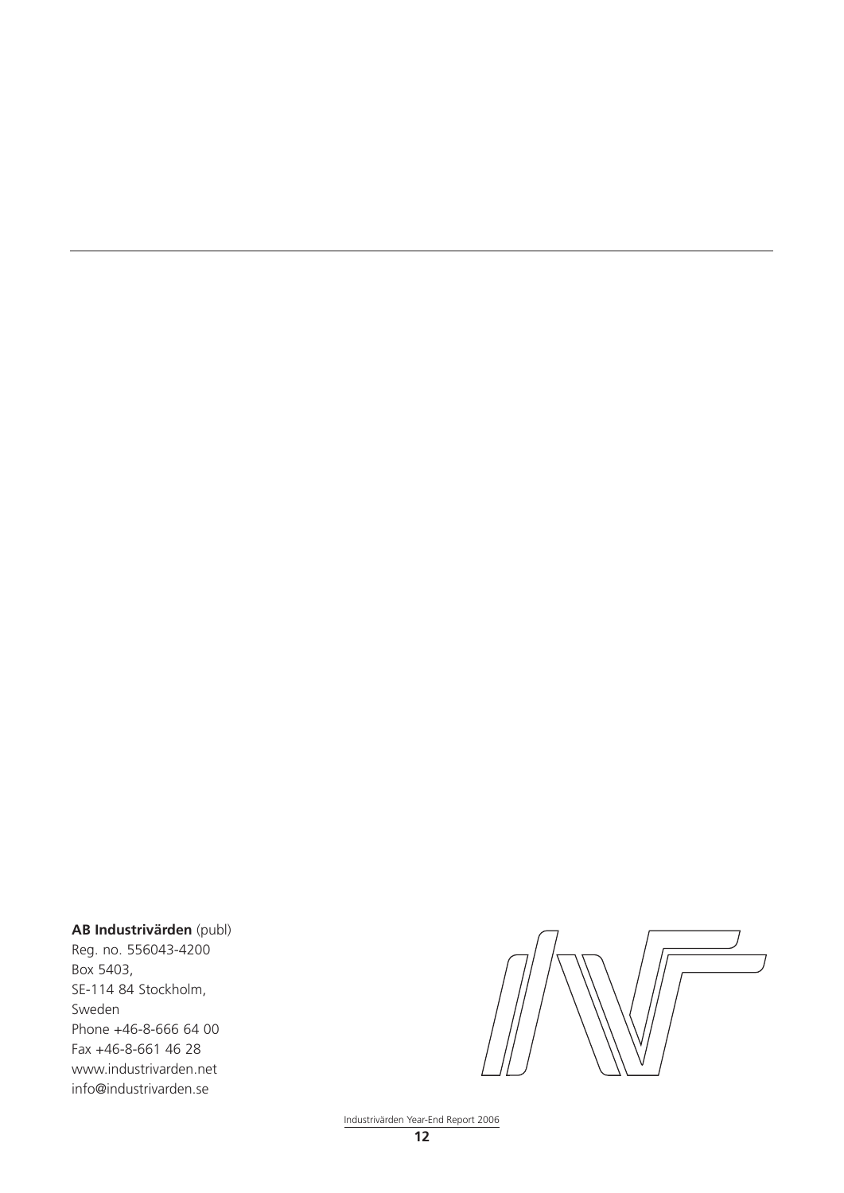**AB Industrivärden** (publ)
Reg. no. 556043-4200
Box 5403,
SE-114 84 Stockholm,
Sweden
Phone +46-8-666 64 00
Fax +46-8-661 46 28
www.industrivarden.net
info@industrivarden.se